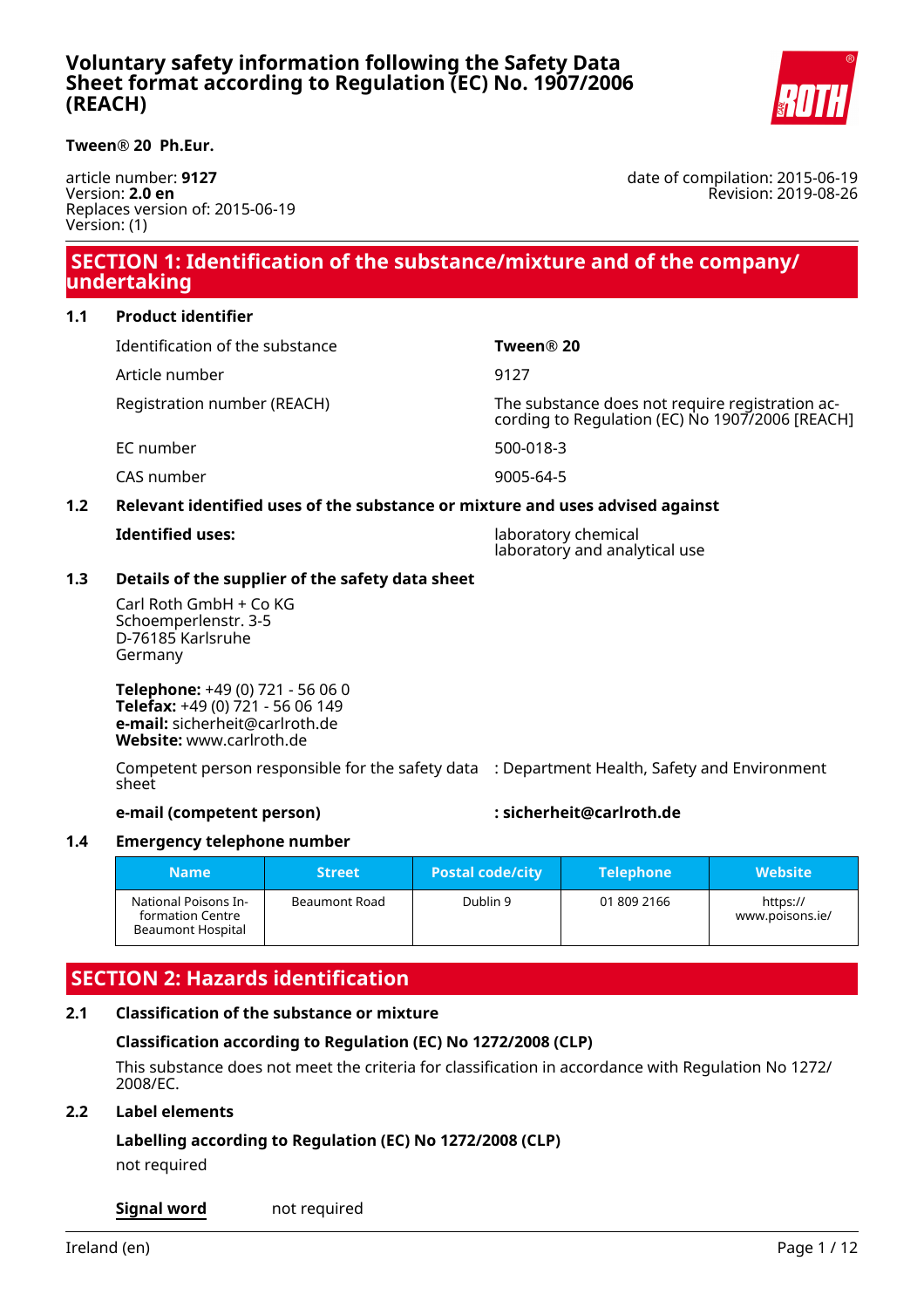# Voluntary safety information following the Safety Data Sheet format according to Regulation (EC) No. 1907/2006 (REACH)

**Tween® 20 Ph.Eur.**

article number: **9127**
Version: **2.0 en**
Replaces version of: 2015-06-19
Version: (1)

date of compilation: 2015-06-19
Revision: 2019-08-26

## SECTION 1: Identification of the substance/mixture and of the company/ undertaking

### 1.1 Product identifier

| | |
|---|---|
| Identification of the substance | **Tween® 20** |
| Article number | 9127 |
| Registration number (REACH) | The substance does not require registration according to Regulation (EC) No 1907/2006 [REACH] |
| EC number | 500-018-3 |
| CAS number | 9005-64-5 |

### 1.2 Relevant identified uses of the substance or mixture and uses advised against

**Identified uses:** laboratory chemical
laboratory and analytical use

### 1.3 Details of the supplier of the safety data sheet

Carl Roth GmbH + Co KG
Schoemperlenstr. 3-5
D-76185 Karlsruhe
Germany

**Telephone:** +49 (0) 721 - 56 06 0
**Telefax:** +49 (0) 721 - 56 06 149
**e-mail:** sicherheit@carlroth.de
**Website:** www.carlroth.de

Competent person responsible for the safety data sheet : Department Health, Safety and Environment

**e-mail (competent person)** **: sicherheit@carlroth.de**

### 1.4 Emergency telephone number

| Name | Street | Postal code/city | Telephone | Website |
|---|---|---|---|---|
| National Poisons Information Centre Beaumont Hospital | Beaumont Road | Dublin 9 | 01 809 2166 | https://www.poisons.ie/ |

## SECTION 2: Hazards identification

### 2.1 Classification of the substance or mixture

**Classification according to Regulation (EC) No 1272/2008 (CLP)**

This substance does not meet the criteria for classification in accordance with Regulation No 1272/2008/EC.

### 2.2 Label elements

**Labelling according to Regulation (EC) No 1272/2008 (CLP)**

not required

**Signal word** not required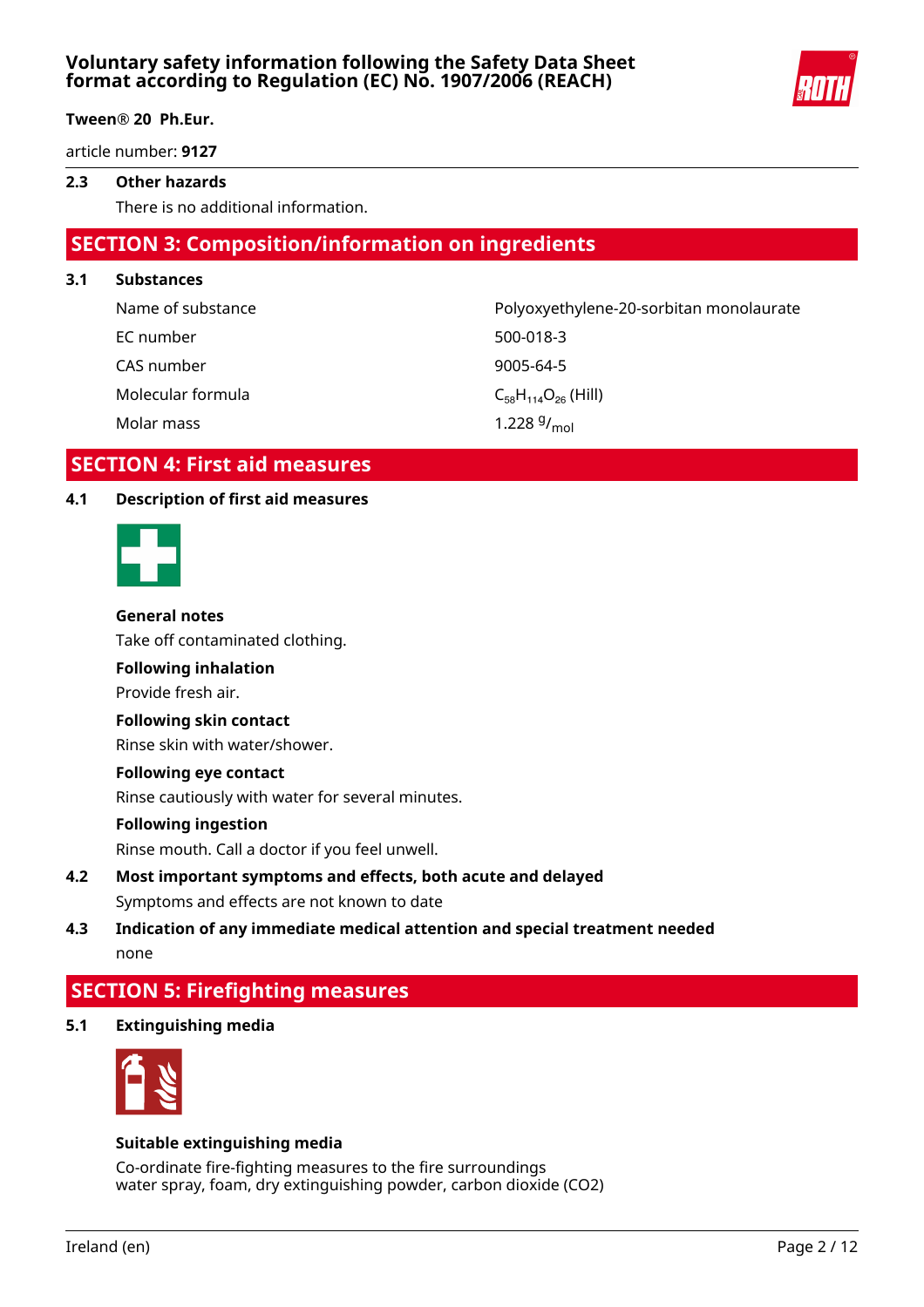### 2.3 Other hazards

There is no additional information.

## SECTION 3: Composition/information on ingredients

### 3.1 Substances

| | |
|---|---|
| Name of substance | Polyoxyethylene-20-sorbitan monolaurate |
| EC number | 500-018-3 |
| CAS number | 9005-64-5 |
| Molecular formula | $C_{58}H_{114}O_{26}$ (Hill) |
| Molar mass | 1.228 $^{g}/_{mol}$ |

## SECTION 4: First aid measures

### 4.1 Description of first aid measures

**General notes**

Take off contaminated clothing.

**Following inhalation**

Provide fresh air.

**Following skin contact**

Rinse skin with water/shower.

**Following eye contact**

Rinse cautiously with water for several minutes.

**Following ingestion**

Rinse mouth. Call a doctor if you feel unwell.

### 4.2 Most important symptoms and effects, both acute and delayed

Symptoms and effects are not known to date

### 4.3 Indication of any immediate medical attention and special treatment needed

none

## SECTION 5: Firefighting measures

### 5.1 Extinguishing media

**Suitable extinguishing media**

Co-ordinate fire-fighting measures to the fire surroundings
water spray, foam, dry extinguishing powder, carbon dioxide ($CO_2$)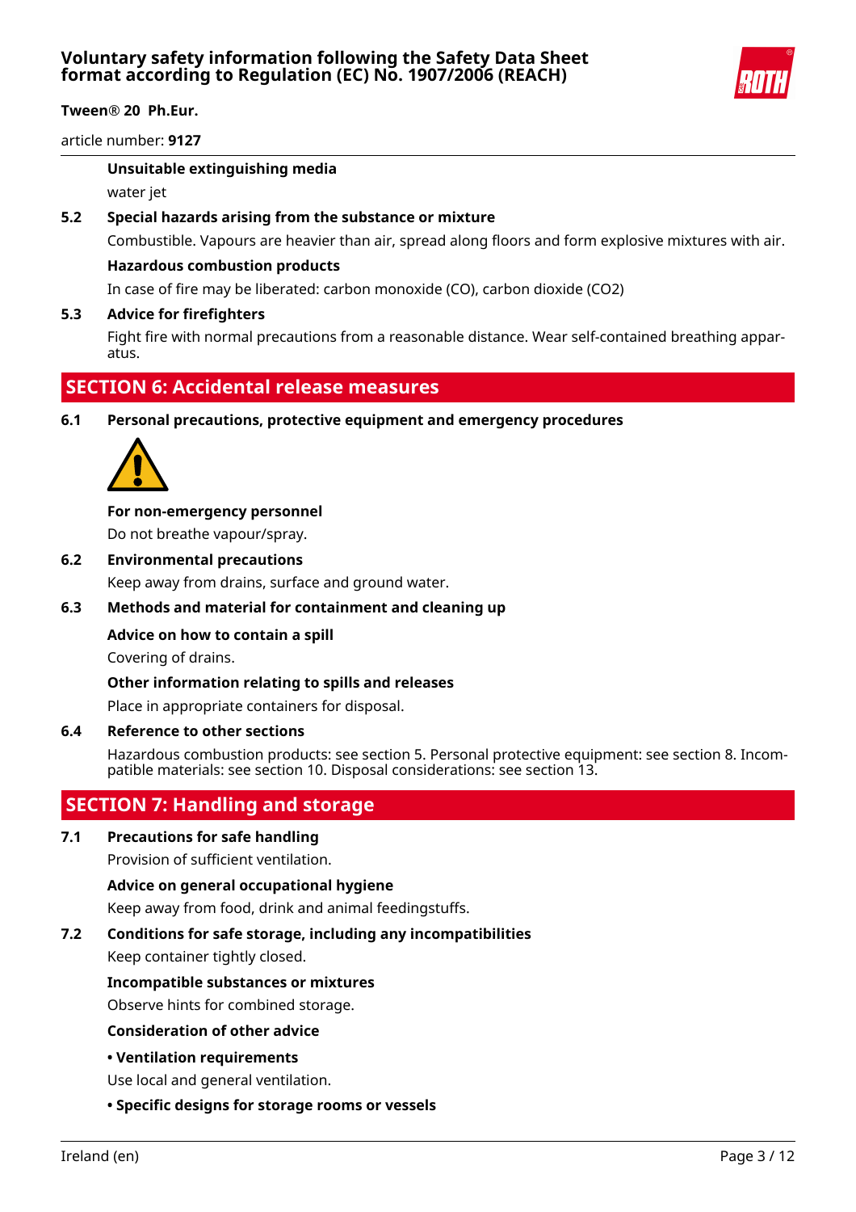**Unsuitable extinguishing media**

water jet

**5.2 Special hazards arising from the substance or mixture**

Combustible. Vapours are heavier than air, spread along floors and form explosive mixtures with air.

**Hazardous combustion products**

In case of fire may be liberated: carbon monoxide (CO), carbon dioxide ($CO_2$)

**5.3 Advice for firefighters**

Fight fire with normal precautions from a reasonable distance. Wear self-contained breathing apparatus.

## SECTION 6: Accidental release measures

**6.1 Personal precautions, protective equipment and emergency procedures**

**For non-emergency personnel**

Do not breathe vapour/spray.

**6.2 Environmental precautions**

Keep away from drains, surface and ground water.

**6.3 Methods and material for containment and cleaning up**

**Advice on how to contain a spill**

Covering of drains.

**Other information relating to spills and releases**

Place in appropriate containers for disposal.

**6.4 Reference to other sections**

Hazardous combustion products: see section 5. Personal protective equipment: see section 8. Incompatible materials: see section 10. Disposal considerations: see section 13.

## SECTION 7: Handling and storage

**7.1 Precautions for safe handling**

Provision of sufficient ventilation.

**Advice on general occupational hygiene**

Keep away from food, drink and animal feedingstuffs.

**7.2 Conditions for safe storage, including any incompatibilities**

Keep container tightly closed.

**Incompatible substances or mixtures**

Observe hints for combined storage.

**Consideration of other advice**

**• Ventilation requirements**

Use local and general ventilation.

**• Specific designs for storage rooms or vessels**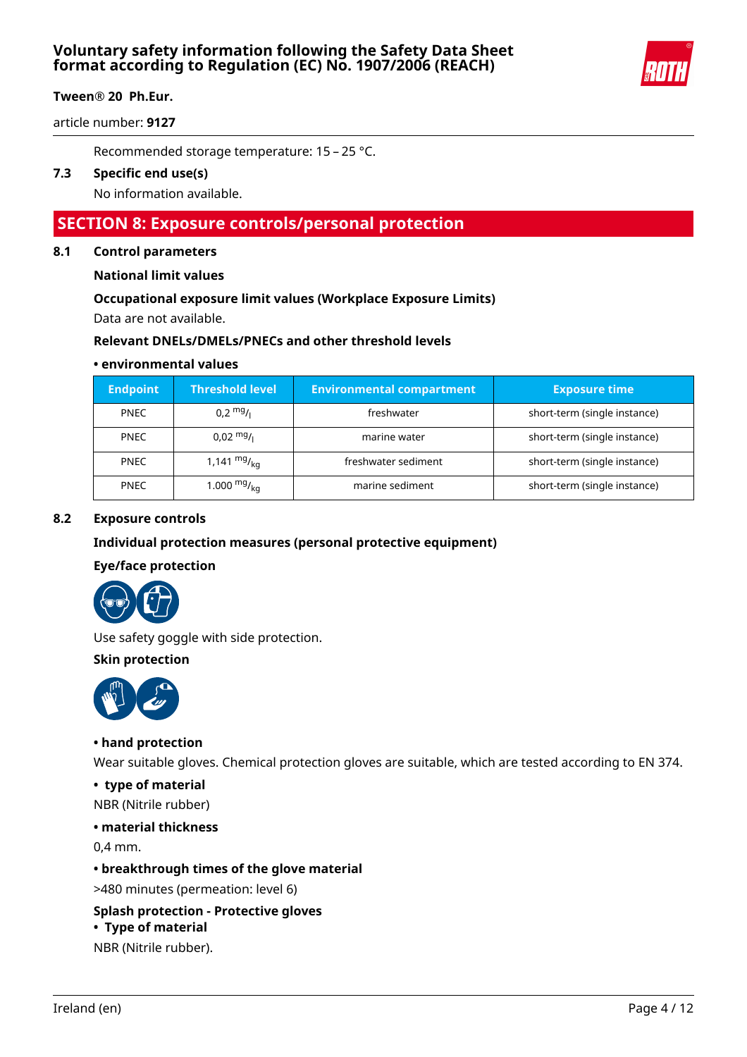Recommended storage temperature: 15 – 25 °C.

**7.3 Specific end use(s)**

No information available.

## SECTION 8: Exposure controls/personal protection

**8.1 Control parameters**

**National limit values**

**Occupational exposure limit values (Workplace Exposure Limits)**

Data are not available.

**Relevant DNELs/DMELs/PNECs and other threshold levels**

**• environmental values**

| Endpoint | Threshold level | Environmental compartment | Exposure time |
|---|---|---|---|
| PNEC | 0,2 $^{mg}/_{l}$ | freshwater | short-term (single instance) |
| PNEC | 0,02 $^{mg}/_{l}$ | marine water | short-term (single instance) |
| PNEC | 1,141 $^{mg}/_{kg}$ | freshwater sediment | short-term (single instance) |
| PNEC | 1.000 $^{mg}/_{kg}$ | marine sediment | short-term (single instance) |

**8.2 Exposure controls**

**Individual protection measures (personal protective equipment)**

**Eye/face protection**

Use safety goggle with side protection.

**Skin protection**

**• hand protection**

Wear suitable gloves. Chemical protection gloves are suitable, which are tested according to EN 374.

**• type of material**

NBR (Nitrile rubber)

**• material thickness**

0,4 mm.

**• breakthrough times of the glove material**

>480 minutes (permeation: level 6)

**Splash protection - Protective gloves**

**• Type of material**

NBR (Nitrile rubber).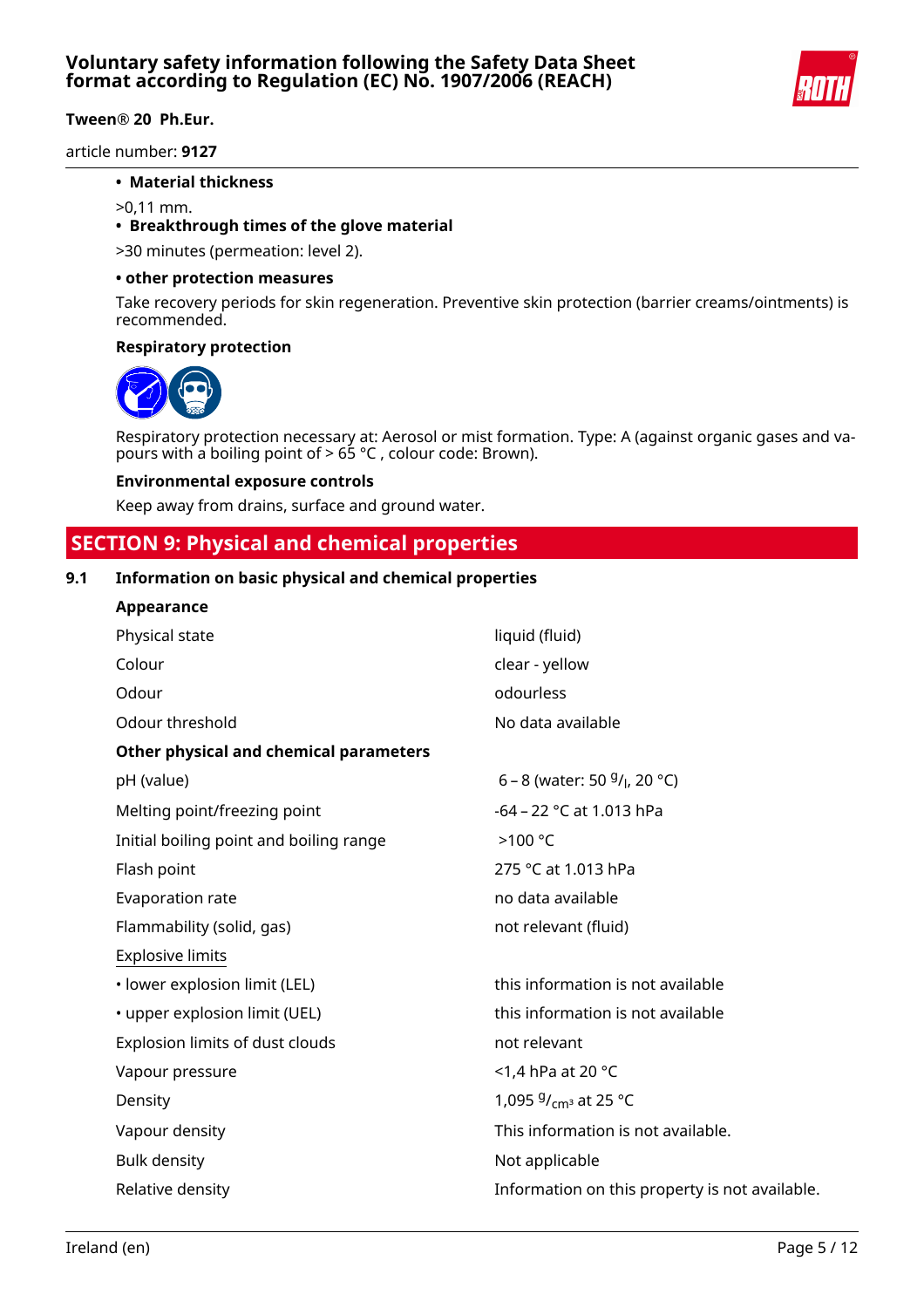- **Material thickness**

>0,11 mm.

- **Breakthrough times of the glove material**

>30 minutes (permeation: level 2).

**• other protection measures**

Take recovery periods for skin regeneration. Preventive skin protection (barrier creams/ointments) is recommended.

**Respiratory protection**

Respiratory protection necessary at: Aerosol or mist formation. Type: A (against organic gases and vapours with a boiling point of > 65 °C , colour code: Brown).

**Environmental exposure controls**

Keep away from drains, surface and ground water.

## SECTION 9: Physical and chemical properties

### 9.1 Information on basic physical and chemical properties

**Appearance**

| | |
|---|---|
| Physical state | liquid (fluid) |
| Colour | clear - yellow |
| Odour | odourless |
| Odour threshold | No data available |

**Other physical and chemical parameters**

| | |
|---|---|
| pH (value) | 6 – 8 (water: 50 $^{g}/_{l}$, 20 °C) |
| Melting point/freezing point | -64 – 22 °C at 1.013 hPa |
| Initial boiling point and boiling range | >100 °C |
| Flash point | 275 °C at 1.013 hPa |
| Evaporation rate | no data available |
| Flammability (solid, gas) | not relevant (fluid) |
| Explosive limits | |
| • lower explosion limit (LEL) | this information is not available |
| • upper explosion limit (UEL) | this information is not available |
| Explosion limits of dust clouds | not relevant |
| Vapour pressure | <1,4 hPa at 20 °C |
| Density | 1,095 $^{g}/_{cm^3}$ at 25 °C |
| Vapour density | This information is not available. |
| Bulk density | Not applicable |
| Relative density | Information on this property is not available. |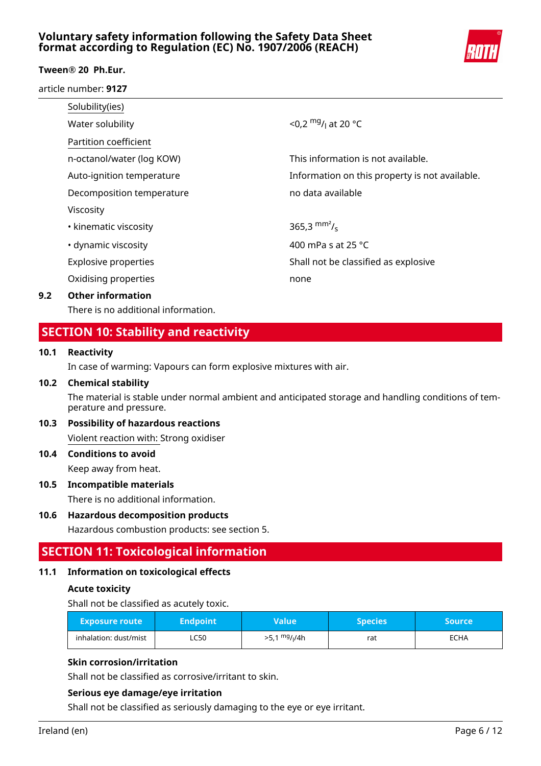| | |
|---|---|
| Solubility(ies) | |
| Water solubility | <0,2 $^{mg}/_{l}$ at 20 °C |
| Partition coefficient | |
| n-octanol/water (log KOW) | This information is not available. |
| Auto-ignition temperature | Information on this property is not available. |
| Decomposition temperature | no data available |
| Viscosity | |
| • kinematic viscosity | 365,3 $^{mm^2}/_{s}$ |
| • dynamic viscosity | 400 mPa s at 25 °C |
| Explosive properties | Shall not be classified as explosive |
| Oxidising properties | none |

### 9.2 Other information

There is no additional information.

## SECTION 10: Stability and reactivity

### 10.1 Reactivity

In case of warming: Vapours can form explosive mixtures with air.

### 10.2 Chemical stability

The material is stable under normal ambient and anticipated storage and handling conditions of temperature and pressure.

### 10.3 Possibility of hazardous reactions

Violent reaction with: Strong oxidiser

### 10.4 Conditions to avoid

Keep away from heat.

### 10.5 Incompatible materials

There is no additional information.

### 10.6 Hazardous decomposition products

Hazardous combustion products: see section 5.

## SECTION 11: Toxicological information

### 11.1 Information on toxicological effects

**Acute toxicity**

Shall not be classified as acutely toxic.

| Exposure route | Endpoint | Value | Species | Source |
|---|---|---|---|---|
| inhalation: dust/mist | LC50 | >5,1 $^{mg}/_{l}$/4h | rat | ECHA |

**Skin corrosion/irritation**

Shall not be classified as corrosive/irritant to skin.

**Serious eye damage/eye irritation**

Shall not be classified as seriously damaging to the eye or eye irritant.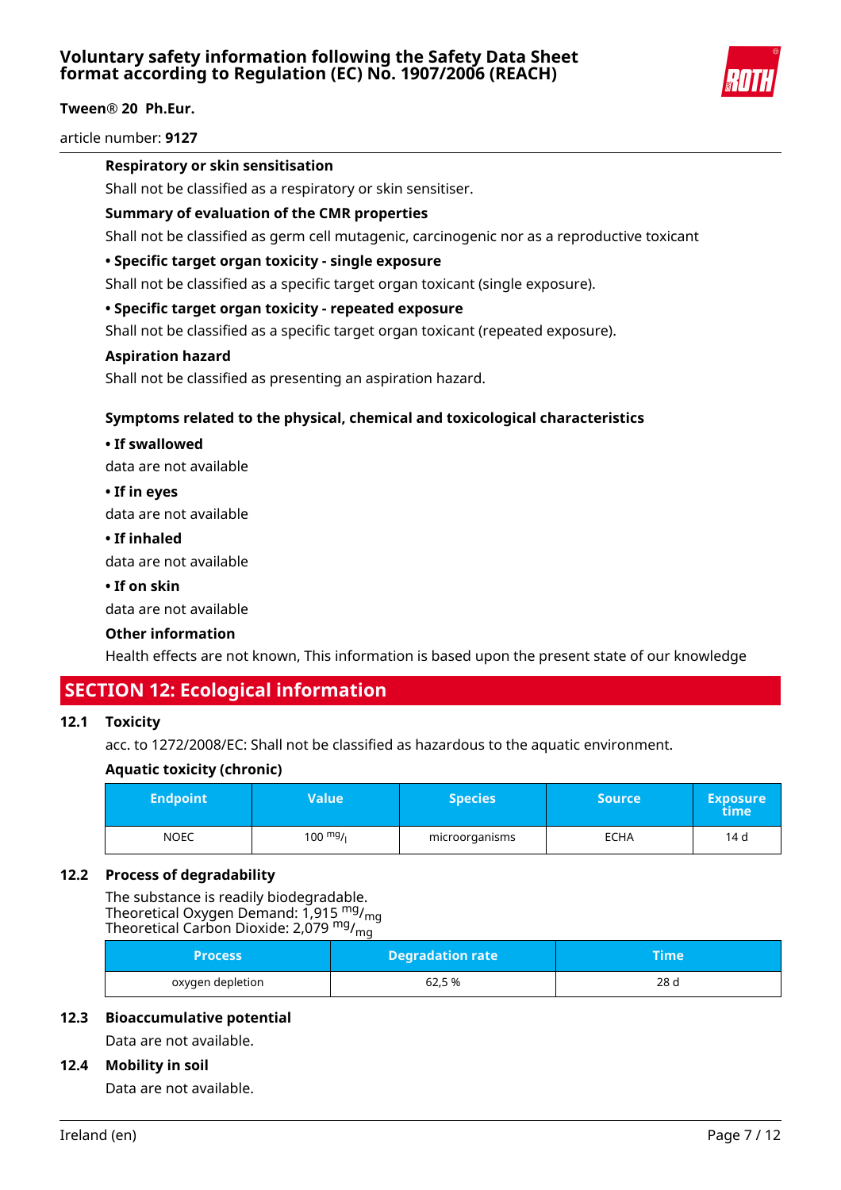**Respiratory or skin sensitisation**

Shall not be classified as a respiratory or skin sensitiser.

**Summary of evaluation of the CMR properties**

Shall not be classified as germ cell mutagenic, carcinogenic nor as a reproductive toxicant

**• Specific target organ toxicity - single exposure**

Shall not be classified as a specific target organ toxicant (single exposure).

**• Specific target organ toxicity - repeated exposure**

Shall not be classified as a specific target organ toxicant (repeated exposure).

**Aspiration hazard**

Shall not be classified as presenting an aspiration hazard.

**Symptoms related to the physical, chemical and toxicological characteristics**

**• If swallowed**

data are not available

**• If in eyes**

data are not available

**• If inhaled**

data are not available

**• If on skin**

data are not available

**Other information**

Health effects are not known, This information is based upon the present state of our knowledge

## SECTION 12: Ecological information

### 12.1 Toxicity

acc. to 1272/2008/EC: Shall not be classified as hazardous to the aquatic environment.

**Aquatic toxicity (chronic)**

| Endpoint | Value | Species | Source | Exposure time |
|---|---|---|---|---|
| NOEC | 100 $^{mg}/_{l}$ | microorganisms | ECHA | 14 d |

### 12.2 Process of degradability

The substance is readily biodegradable.
Theoretical Oxygen Demand: 1,915 $^{mg}/_{mg}$
Theoretical Carbon Dioxide: 2,079 $^{mg}/_{mg}$

| Process | Degradation rate | Time |
|---|---|---|
| oxygen depletion | 62,5 % | 28 d |

### 12.3 Bioaccumulative potential

Data are not available.

### 12.4 Mobility in soil

Data are not available.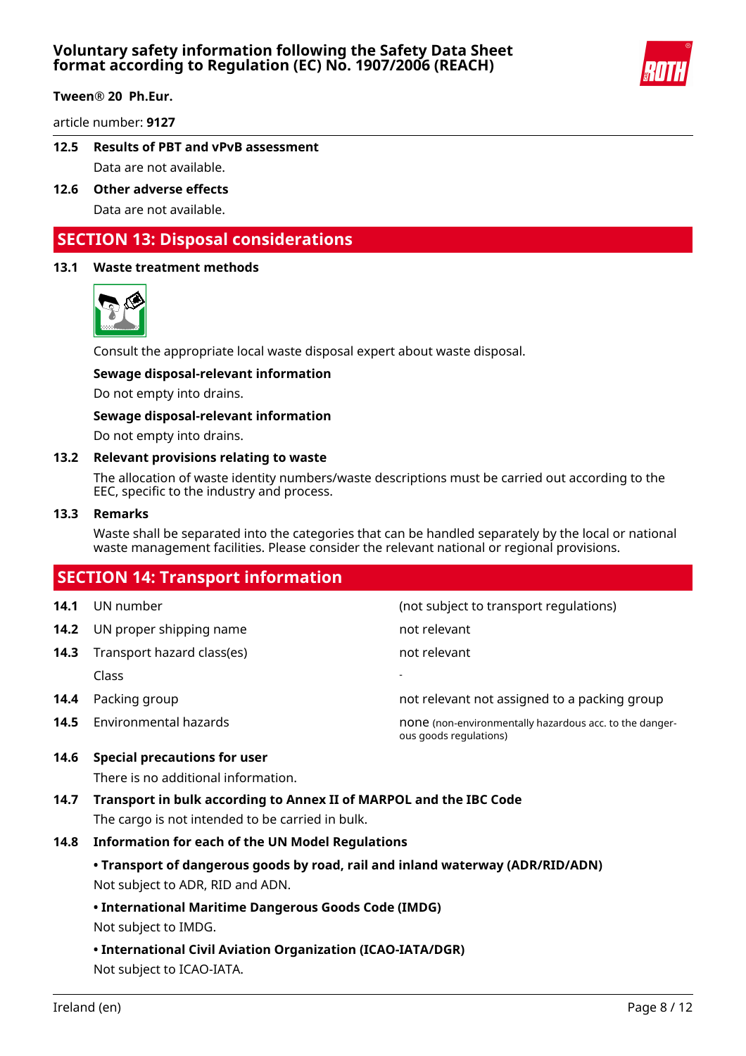### 12.5 Results of PBT and vPvB assessment

Data are not available.

### 12.6 Other adverse effects

Data are not available.

## SECTION 13: Disposal considerations

### 13.1 Waste treatment methods

Consult the appropriate local waste disposal expert about waste disposal.

**Sewage disposal-relevant information**

Do not empty into drains.

**Sewage disposal-relevant information**

Do not empty into drains.

### 13.2 Relevant provisions relating to waste

The allocation of waste identity numbers/waste descriptions must be carried out according to the EEC, specific to the industry and process.

### 13.3 Remarks

Waste shall be separated into the categories that can be handled separately by the local or national waste management facilities. Please consider the relevant national or regional provisions.

## SECTION 14: Transport information

| | | |
|---|---|---|
| **14.1** | UN number | (not subject to transport regulations) |
| **14.2** | UN proper shipping name | not relevant |
| **14.3** | Transport hazard class(es) | not relevant |
| | Class | - |
| **14.4** | Packing group | not relevant not assigned to a packing group |
| **14.5** | Environmental hazards | none (non-environmentally hazardous acc. to the dangerous goods regulations) |

### 14.6 Special precautions for user

There is no additional information.

### 14.7 Transport in bulk according to Annex II of MARPOL and the IBC Code

The cargo is not intended to be carried in bulk.

### 14.8 Information for each of the UN Model Regulations

**• Transport of dangerous goods by road, rail and inland waterway (ADR/RID/ADN)**

Not subject to ADR, RID and ADN.

**• International Maritime Dangerous Goods Code (IMDG)**

Not subject to IMDG.

**• International Civil Aviation Organization (ICAO-IATA/DGR)**

Not subject to ICAO-IATA.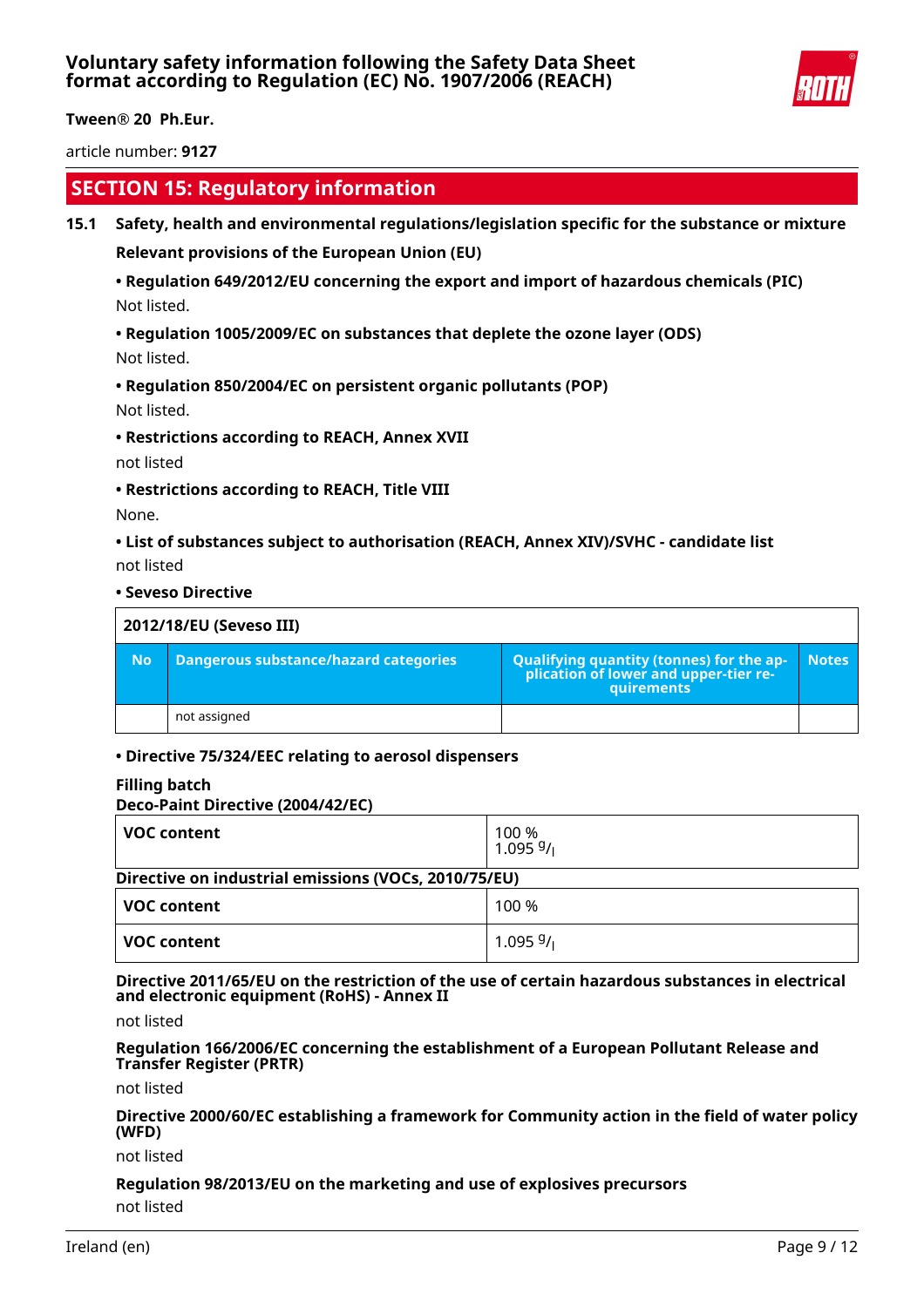## SECTION 15: Regulatory information

### 15.1 Safety, health and environmental regulations/legislation specific for the substance or mixture

**Relevant provisions of the European Union (EU)**

**• Regulation 649/2012/EU concerning the export and import of hazardous chemicals (PIC)**
Not listed.

**• Regulation 1005/2009/EC on substances that deplete the ozone layer (ODS)**
Not listed.

**• Regulation 850/2004/EC on persistent organic pollutants (POP)**
Not listed.

**• Restrictions according to REACH, Annex XVII**
not listed

**• Restrictions according to REACH, Title VIII**
None.

**• List of substances subject to authorisation (REACH, Annex XIV)/SVHC - candidate list**
not listed

**• Seveso Directive**

| 2012/18/EU (Seveso III) | | | |
|---|---|---|---|
| **No** | **Dangerous substance/hazard categories** | **Qualifying quantity (tonnes) for the application of lower and upper-tier requirements** | **Notes** |
| | not assigned | | |

**• Directive 75/324/EEC relating to aerosol dispensers**

**Filling batch**

**Deco-Paint Directive (2004/42/EC)**

| | |
|---|---|
| **VOC content** | 100 %<br>1.095 g/l |

**Directive on industrial emissions (VOCs, 2010/75/EU)**

| | |
|---|---|
| **VOC content** | 100 % |
| **VOC content** | 1.095 g/l |

**Directive 2011/65/EU on the restriction of the use of certain hazardous substances in electrical and electronic equipment (RoHS) - Annex II**

not listed

**Regulation 166/2006/EC concerning the establishment of a European Pollutant Release and Transfer Register (PRTR)**

not listed

**Directive 2000/60/EC establishing a framework for Community action in the field of water policy (WFD)**

not listed

**Regulation 98/2013/EU on the marketing and use of explosives precursors**
not listed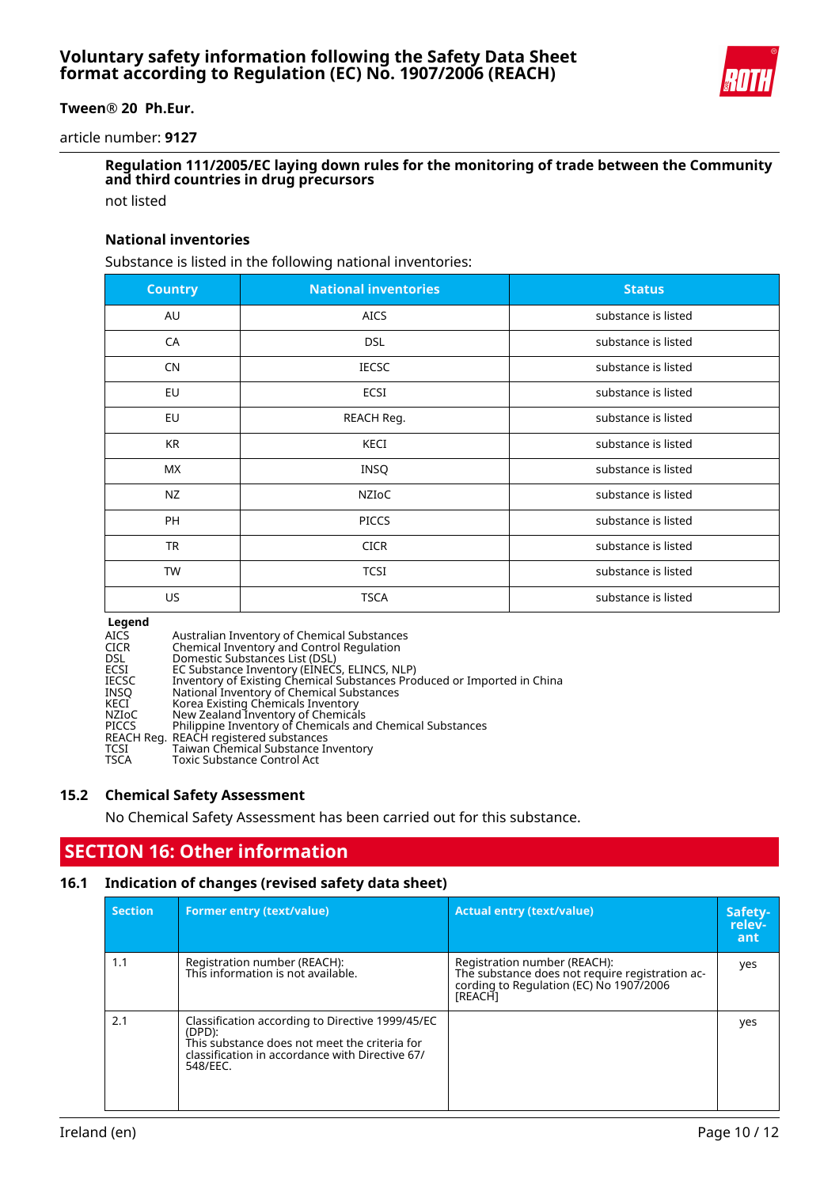**Regulation 111/2005/EC laying down rules for the monitoring of trade between the Community and third countries in drug precursors**

not listed

**National inventories**

Substance is listed in the following national inventories:

| Country | National inventories | Status |
|---|---|---|
| AU | AICS | substance is listed |
| CA | DSL | substance is listed |
| CN | IECSC | substance is listed |
| EU | ECSI | substance is listed |
| EU | REACH Reg. | substance is listed |
| KR | KECI | substance is listed |
| MX | INSQ | substance is listed |
| NZ | NZIoC | substance is listed |
| PH | PICCS | substance is listed |
| TR | CICR | substance is listed |
| TW | TCSI | substance is listed |
| US | TSCA | substance is listed |

**Legend**

| | |
|---|---|
| AICS | Australian Inventory of Chemical Substances |
| CICR | Chemical Inventory and Control Regulation |
| DSL | Domestic Substances List (DSL) |
| ECSI | EC Substance Inventory (EINECS, ELINCS, NLP) |
| IECSC | Inventory of Existing Chemical Substances Produced or Imported in China |
| INSQ | National Inventory of Chemical Substances |
| KECI | Korea Existing Chemicals Inventory |
| NZIoC | New Zealand Inventory of Chemicals |
| PICCS | Philippine Inventory of Chemicals and Chemical Substances |
| REACH Reg. | REACH registered substances |
| TCSI | Taiwan Chemical Substance Inventory |
| TSCA | Toxic Substance Control Act |

### 15.2 Chemical Safety Assessment

No Chemical Safety Assessment has been carried out for this substance.

## SECTION 16: Other information

### 16.1 Indication of changes (revised safety data sheet)

| Section | Former entry (text/value) | Actual entry (text/value) | Safety-relevant |
|---|---|---|---|
| 1.1 | Registration number (REACH): This information is not available. | Registration number (REACH): The substance does not require registration according to Regulation (EC) No 1907/2006 [REACH] | yes |
| 2.1 | Classification according to Directive 1999/45/EC (DPD): This substance does not meet the criteria for classification in accordance with Directive 67/548/EEC. | | yes |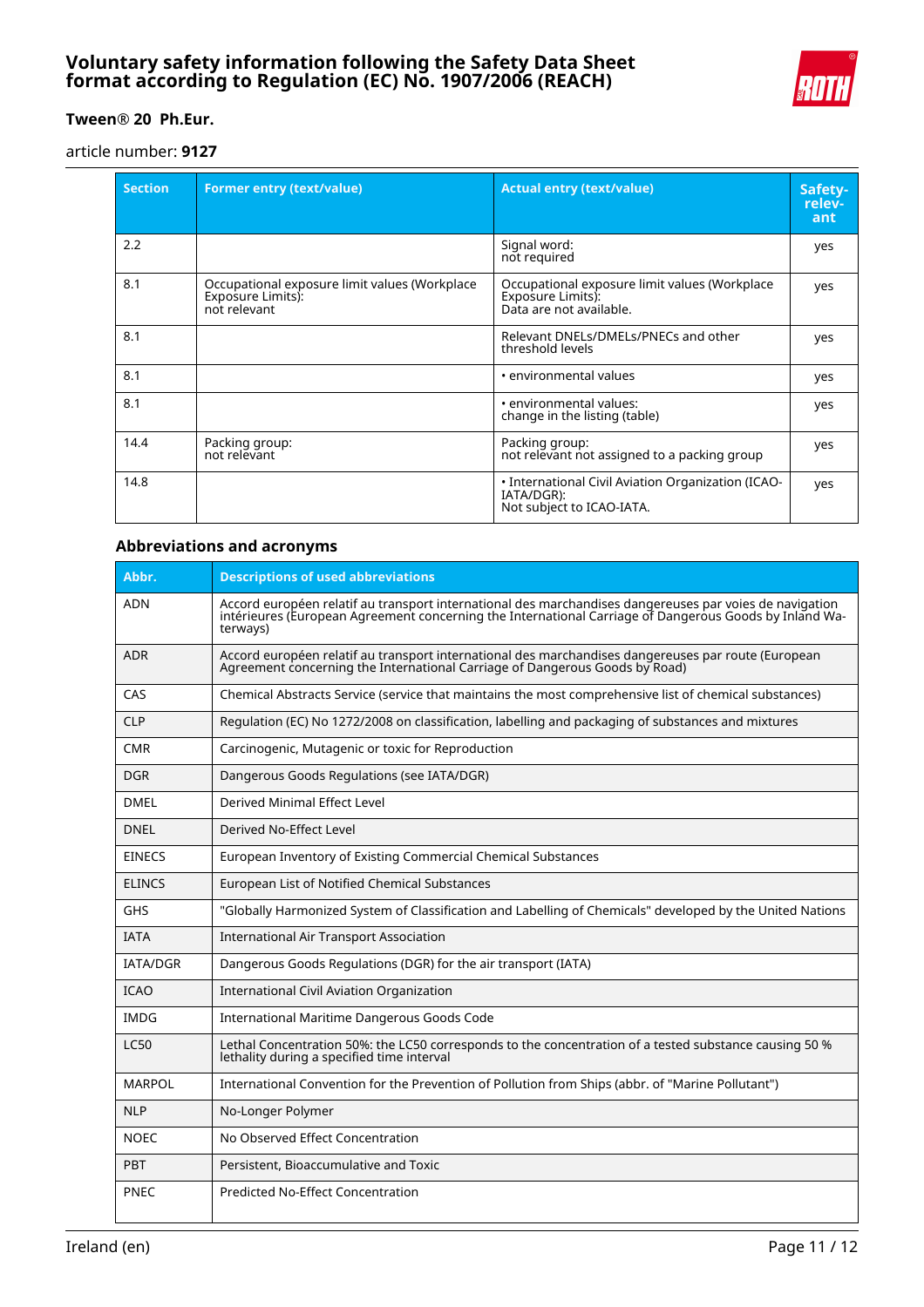| Section | Former entry (text/value) | Actual entry (text/value) | Safety-relev-ant |
|---|---|---|---|
| 2.2 | | Signal word:<br>not required | yes |
| 8.1 | Occupational exposure limit values (Workplace Exposure Limits):<br>not relevant | Occupational exposure limit values (Workplace Exposure Limits):<br>Data are not available. | yes |
| 8.1 | | Relevant DNELs/DMELs/PNECs and other threshold levels | yes |
| 8.1 | | • environmental values | yes |
| 8.1 | | • environmental values:<br>change in the listing (table) | yes |
| 14.4 | Packing group:<br>not relevant | Packing group:<br>not relevant not assigned to a packing group | yes |
| 14.8 | | • International Civil Aviation Organization (ICAO-IATA/DGR):<br>Not subject to ICAO-IATA. | yes |

### Abbreviations and acronyms

| Abbr. | Descriptions of used abbreviations |
|---|---|
| ADN | Accord européen relatif au transport international des marchandises dangereuses par voies de navigation intérieures (European Agreement concerning the International Carriage of Dangerous Goods by Inland Waterways) |
| ADR | Accord européen relatif au transport international des marchandises dangereuses par route (European Agreement concerning the International Carriage of Dangerous Goods by Road) |
| CAS | Chemical Abstracts Service (service that maintains the most comprehensive list of chemical substances) |
| CLP | Regulation (EC) No 1272/2008 on classification, labelling and packaging of substances and mixtures |
| CMR | Carcinogenic, Mutagenic or toxic for Reproduction |
| DGR | Dangerous Goods Regulations (see IATA/DGR) |
| DMEL | Derived Minimal Effect Level |
| DNEL | Derived No-Effect Level |
| EINECS | European Inventory of Existing Commercial Chemical Substances |
| ELINCS | European List of Notified Chemical Substances |
| GHS | "Globally Harmonized System of Classification and Labelling of Chemicals" developed by the United Nations |
| IATA | International Air Transport Association |
| IATA/DGR | Dangerous Goods Regulations (DGR) for the air transport (IATA) |
| ICAO | International Civil Aviation Organization |
| IMDG | International Maritime Dangerous Goods Code |
| LC50 | Lethal Concentration 50%: the LC50 corresponds to the concentration of a tested substance causing 50 % lethality during a specified time interval |
| MARPOL | International Convention for the Prevention of Pollution from Ships (abbr. of "Marine Pollutant") |
| NLP | No-Longer Polymer |
| NOEC | No Observed Effect Concentration |
| PBT | Persistent, Bioaccumulative and Toxic |
| PNEC | Predicted No-Effect Concentration |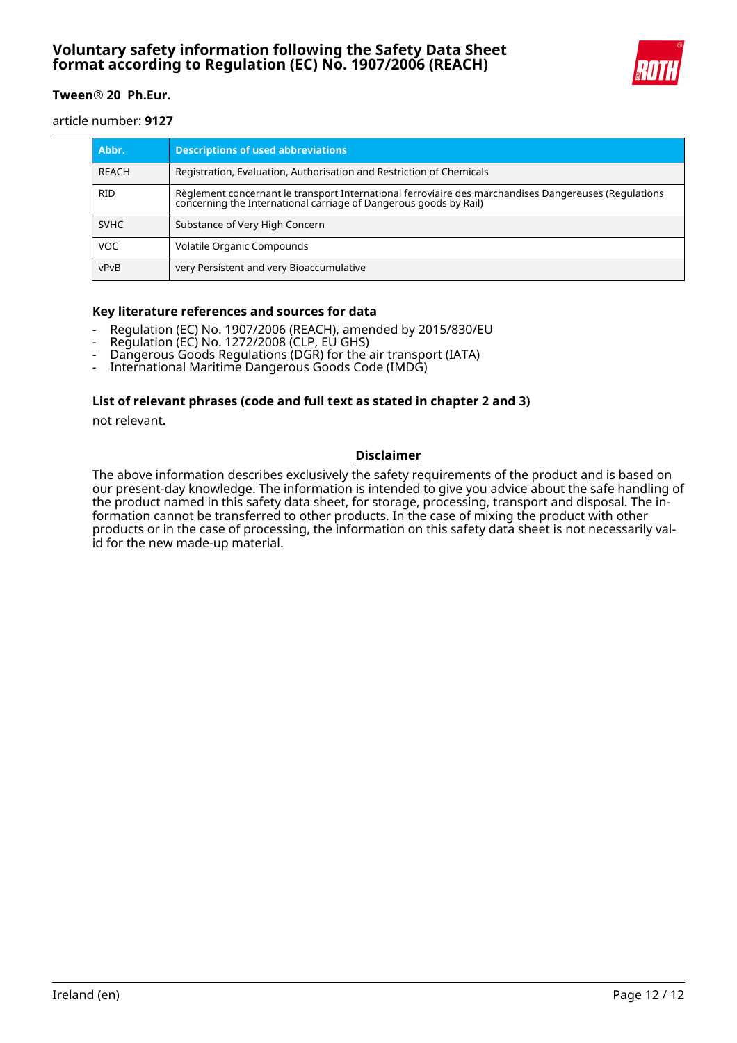| Abbr. | Descriptions of used abbreviations |
|---|---|
| REACH | Registration, Evaluation, Authorisation and Restriction of Chemicals |
| RID | Règlement concernant le transport International ferroviaire des marchandises Dangereuses (Regulations concerning the International carriage of Dangerous goods by Rail) |
| SVHC | Substance of Very High Concern |
| VOC | Volatile Organic Compounds |
| vPvB | very Persistent and very Bioaccumulative |

### Key literature references and sources for data

- Regulation (EC) No. 1907/2006 (REACH), amended by 2015/830/EU
- Regulation (EC) No. 1272/2008 (CLP, EU GHS)
- Dangerous Goods Regulations (DGR) for the air transport (IATA)
- International Maritime Dangerous Goods Code (IMDG)

### List of relevant phrases (code and full text as stated in chapter 2 and 3)

not relevant.

### Disclaimer

The above information describes exclusively the safety requirements of the product and is based on our present-day knowledge. The information is intended to give you advice about the safe handling of the product named in this safety data sheet, for storage, processing, transport and disposal. The information cannot be transferred to other products. In the case of mixing the product with other products or in the case of processing, the information on this safety data sheet is not necessarily valid for the new made-up material.